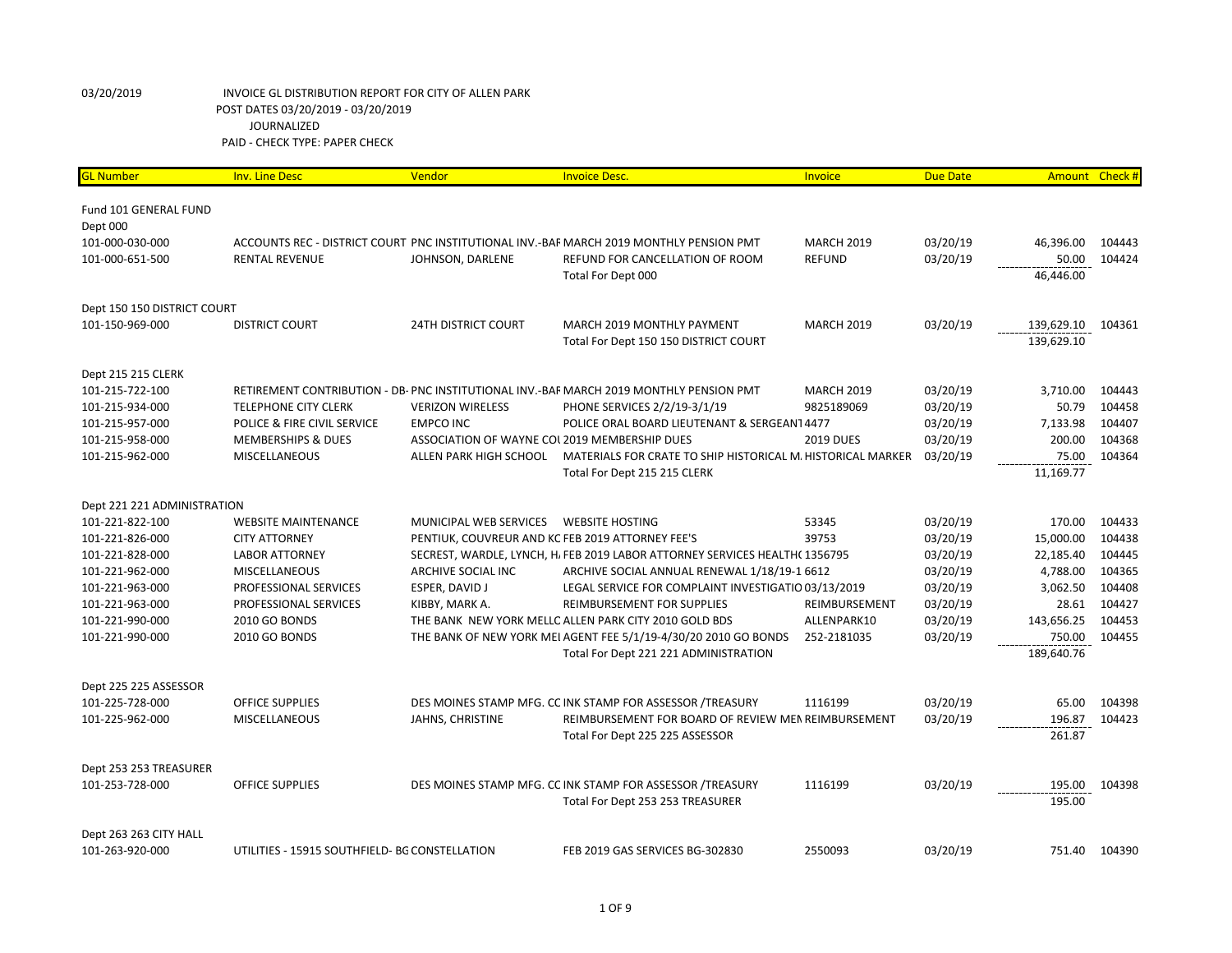03/20/2019 INVOICE GL DISTRIBUTION REPORT FOR CITY OF ALLEN PARK
POST DATES 03/20/2019 - 03/20/2019
JOURNALIZED
PAID - CHECK TYPE: PAPER CHECK

| GL Number | Inv. Line Desc | Vendor | Invoice Desc. | Invoice | Due Date | Amount | Check # |
|---|---|---|---|---|---|---|---|
| Fund 101 GENERAL FUND | | | | | | | |
| Dept 000 | | | | | | | |
| 101-000-030-000 | ACCOUNTS REC - DISTRICT COURT | PNC INSTITUTIONAL INV.-BAF | MARCH 2019 MONTHLY PENSION PMT | MARCH 2019 | 03/20/19 | 46,396.00 | 104443 |
| 101-000-651-500 | RENTAL REVENUE | JOHNSON, DARLENE | REFUND FOR CANCELLATION OF ROOM | REFUND | 03/20/19 | 50.00 | 104424 |
| | | | Total For Dept 000 | | | 46,446.00 | |
| Dept 150 150 DISTRICT COURT | | | | | | | |
| 101-150-969-000 | DISTRICT COURT | 24TH DISTRICT COURT | MARCH 2019 MONTHLY PAYMENT | MARCH 2019 | 03/20/19 | 139,629.10 | 104361 |
| | | | Total For Dept 150 150 DISTRICT COURT | | | 139,629.10 | |
| Dept 215 215 CLERK | | | | | | | |
| 101-215-722-100 | RETIREMENT CONTRIBUTION - DB- | PNC INSTITUTIONAL INV.-BAF | MARCH 2019 MONTHLY PENSION PMT | MARCH 2019 | 03/20/19 | 3,710.00 | 104443 |
| 101-215-934-000 | TELEPHONE CITY CLERK | VERIZON WIRELESS | PHONE SERVICES 2/2/19-3/1/19 | 9825189069 | 03/20/19 | 50.79 | 104458 |
| 101-215-957-000 | POLICE & FIRE CIVIL SERVICE | EMPCO INC | POLICE ORAL BOARD LIEUTENANT & SERGEANT | 4477 | 03/20/19 | 7,133.98 | 104407 |
| 101-215-958-000 | MEMBERSHIPS & DUES | ASSOCIATION OF WAYNE COU | 2019 MEMBERSHIP DUES | 2019 DUES | 03/20/19 | 200.00 | 104368 |
| 101-215-962-000 | MISCELLANEOUS | ALLEN PARK HIGH SCHOOL | MATERIALS FOR CRATE TO SHIP HISTORICAL M. | HISTORICAL MARKER | 03/20/19 | 75.00 | 104364 |
| | | | Total For Dept 215 215 CLERK | | | 11,169.77 | |
| Dept 221 221 ADMINISTRATION | | | | | | | |
| 101-221-822-100 | WEBSITE MAINTENANCE | MUNICIPAL WEB SERVICES | WEBSITE HOSTING | 53345 | 03/20/19 | 170.00 | 104433 |
| 101-221-826-000 | CITY ATTORNEY | PENTIUK, COUVREUR AND KC | FEB 2019 ATTORNEY FEE'S | 39753 | 03/20/19 | 15,000.00 | 104438 |
| 101-221-828-000 | LABOR ATTORNEY | SECREST, WARDLE, LYNCH, H. | FEB 2019 LABOR ATTORNEY SERVICES HEALTH( | 1356795 | 03/20/19 | 22,185.40 | 104445 |
| 101-221-962-000 | MISCELLANEOUS | ARCHIVE SOCIAL INC | ARCHIVE SOCIAL ANNUAL RENEWAL 1/18/19-1 | 6612 | 03/20/19 | 4,788.00 | 104365 |
| 101-221-963-000 | PROFESSIONAL SERVICES | ESPER, DAVID J | LEGAL SERVICE FOR COMPLAINT INVESTIGATIO | 03/13/2019 | 03/20/19 | 3,062.50 | 104408 |
| 101-221-963-000 | PROFESSIONAL SERVICES | KIBBY, MARK A. | REIMBURSEMENT FOR SUPPLIES | REIMBURSEMENT | 03/20/19 | 28.61 | 104427 |
| 101-221-990-000 | 2010 GO BONDS | THE BANK NEW YORK MELLC | ALLEN PARK CITY 2010 GOLD BDS | ALLENPARK10 | 03/20/19 | 143,656.25 | 104453 |
| 101-221-990-000 | 2010 GO BONDS | THE BANK OF NEW YORK MEI | AGENT FEE 5/1/19-4/30/20 2010 GO BONDS | 252-2181035 | 03/20/19 | 750.00 | 104455 |
| | | | Total For Dept 221 221 ADMINISTRATION | | | 189,640.76 | |
| Dept 225 225 ASSESSOR | | | | | | | |
| 101-225-728-000 | OFFICE SUPPLIES | DES MOINES STAMP MFG. CC | INK STAMP FOR ASSESSOR /TREASURY | 1116199 | 03/20/19 | 65.00 | 104398 |
| 101-225-962-000 | MISCELLANEOUS | JAHNS, CHRISTINE | REIMBURSEMENT FOR BOARD OF REVIEW MEN | REIMBURSEMENT | 03/20/19 | 196.87 | 104423 |
| | | | Total For Dept 225 225 ASSESSOR | | | 261.87 | |
| Dept 253 253 TREASURER | | | | | | | |
| 101-253-728-000 | OFFICE SUPPLIES | DES MOINES STAMP MFG. CC | INK STAMP FOR ASSESSOR /TREASURY | 1116199 | 03/20/19 | 195.00 | 104398 |
| | | | Total For Dept 253 253 TREASURER | | | 195.00 | |
| Dept 263 263 CITY HALL | | | | | | | |
| 101-263-920-000 | UTILITIES - 15915 SOUTHFIELD- BG | CONSTELLATION | FEB 2019 GAS SERVICES BG-302830 | 2550093 | 03/20/19 | 751.40 | 104390 |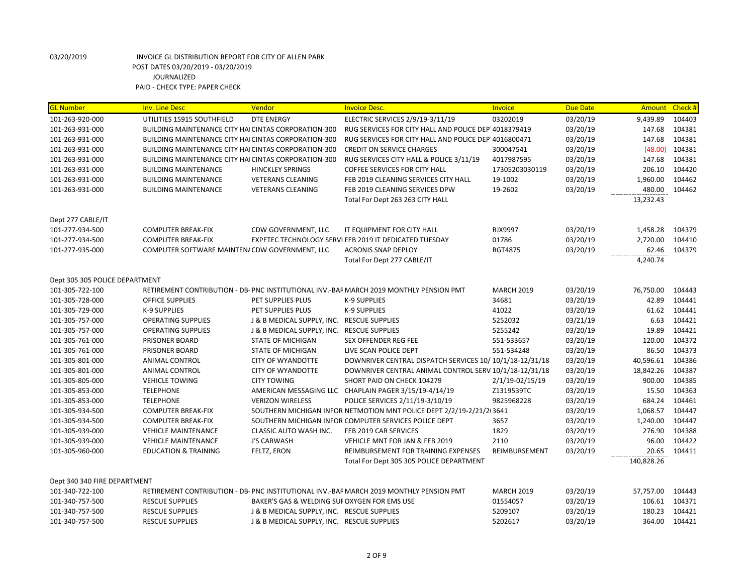03/20/2019 INVOICE GL DISTRIBUTION REPORT FOR CITY OF ALLEN PARK
POST DATES 03/20/2019 - 03/20/2019
JOURNALIZED
PAID - CHECK TYPE: PAPER CHECK

| GL Number | Inv. Line Desc | Vendor | Invoice Desc. | Invoice | Due Date | Amount | Check # |
|---|---|---|---|---|---|---|---|
| 101-263-920-000 | UTILITIES 15915 SOUTHFIELD | DTE ENERGY | ELECTRIC SERVICES 2/9/19-3/11/19 | 03202019 | 03/20/19 | 9,439.89 | 104403 |
| 101-263-931-000 | BUILDING MAINTENANCE CITY HAI | CINTAS CORPORATION-300 | RUG SERVICES FOR CITY HALL AND POLICE DEPT | 4018379419 | 03/20/19 | 147.68 | 104381 |
| 101-263-931-000 | BUILDING MAINTENANCE CITY HAI | CINTAS CORPORATION-300 | RUG SERVICES FOR CITY HALL AND POLICE DEPT | 4016800471 | 03/20/19 | 147.68 | 104381 |
| 101-263-931-000 | BUILDING MAINTENANCE CITY HAI | CINTAS CORPORATION-300 | CREDIT ON SERVICE CHARGES | 300047541 | 03/20/19 | (48.00) | 104381 |
| 101-263-931-000 | BUILDING MAINTENANCE CITY HAI | CINTAS CORPORATION-300 | RUG SERVICES CITY HALL & POLICE 3/11/19 | 4017987595 | 03/20/19 | 147.68 | 104381 |
| 101-263-931-000 | BUILDING MAINTENANCE | HINCKLEY SPRINGS | COFFEE SERVICES FOR CITY HALL | 17305203030119 | 03/20/19 | 206.10 | 104420 |
| 101-263-931-000 | BUILDING MAINTENANCE | VETERANS CLEANING | FEB 2019 CLEANING SERVICES CITY HALL | 19-1002 | 03/20/19 | 1,960.00 | 104462 |
| 101-263-931-000 | BUILDING MAINTENANCE | VETERANS CLEANING | FEB 2019 CLEANING SERVICES DPW | 19-2602 | 03/20/19 | 480.00 | 104462 |
| | | | Total For Dept 263 263 CITY HALL | | | 13,232.43 | |
| Dept 277 CABLE/IT | | | | | | | |
| 101-277-934-500 | COMPUTER BREAK-FIX | CDW GOVERNMENT, LLC | IT EQUIPMENT FOR CITY HALL | RJX9997 | 03/20/19 | 1,458.28 | 104379 |
| 101-277-934-500 | COMPUTER BREAK-FIX | EXPETEC TECHNOLOGY SERVI | FEB 2019 IT DEDICATED TUESDAY | 01786 | 03/20/19 | 2,720.00 | 104410 |
| 101-277-935-000 | COMPUTER SOFTWARE MAINTEN/ | CDW GOVERNMENT, LLC | ACRONIS SNAP DEPLOY | RGT4875 | 03/20/19 | 62.46 | 104379 |
| | | | Total For Dept 277 CABLE/IT | | | 4,240.74 | |
| Dept 305 305 POLICE DEPARTMENT | | | | | | | |
| 101-305-722-100 | RETIREMENT CONTRIBUTION - DB- | PNC INSTITUTIONAL INV.-BAF | MARCH 2019 MONTHLY PENSION PMT | MARCH 2019 | 03/20/19 | 76,750.00 | 104443 |
| 101-305-728-000 | OFFICE SUPPLIES | PET SUPPLIES PLUS | K-9 SUPPLIES | 34681 | 03/20/19 | 42.89 | 104441 |
| 101-305-729-000 | K-9 SUPPLIES | PET SUPPLIES PLUS | K-9 SUPPLIES | 41022 | 03/20/19 | 61.62 | 104441 |
| 101-305-757-000 | OPERATING SUPPLIES | J & B MEDICAL SUPPLY, INC. | RESCUE SUPPLIES | 5252032 | 03/21/19 | 6.63 | 104421 |
| 101-305-757-000 | OPERATING SUPPLIES | J & B MEDICAL SUPPLY, INC. | RESCUE SUPPLIES | 5255242 | 03/20/19 | 19.89 | 104421 |
| 101-305-761-000 | PRISONER BOARD | STATE OF MICHIGAN | SEX OFFENDER REG FEE | 551-533657 | 03/20/19 | 120.00 | 104372 |
| 101-305-761-000 | PRISONER BOARD | STATE OF MICHIGAN | LIVE SCAN POLICE DEPT | 551-534248 | 03/20/19 | 86.50 | 104373 |
| 101-305-801-000 | ANIMAL CONTROL | CITY OF WYANDOTTE | DOWNRIVER CENTRAL DISPATCH SERVICES 10/ | 10/1/18-12/31/18 | 03/20/19 | 40,596.61 | 104386 |
| 101-305-801-000 | ANIMAL CONTROL | CITY OF WYANDOTTE | DOWNRIVER CENTRAL ANIMAL CONTROL SERV | 10/1/18-12/31/18 | 03/20/19 | 18,842.26 | 104387 |
| 101-305-805-000 | VEHICLE TOWING | CITY TOWING | SHORT PAID ON CHECK 104279 | 2/1/19-02/15/19 | 03/20/19 | 900.00 | 104385 |
| 101-305-853-000 | TELEPHONE | AMERICAN MESSAGING LLC | CHAPLAIN PAGER 3/15/19-4/14/19 | Z1319539TC | 03/20/19 | 15.50 | 104363 |
| 101-305-853-000 | TELEPHONE | VERIZON WIRELESS | POLICE SERVICES 2/11/19-3/10/19 | 9825968228 | 03/20/19 | 684.24 | 104461 |
| 101-305-934-500 | COMPUTER BREAK-FIX | SOUTHERN MICHIGAN INFOR | NETMOTION MNT POLICE DEPT 2/2/19-2/21/2( | 3641 | 03/20/19 | 1,068.57 | 104447 |
| 101-305-934-500 | COMPUTER BREAK-FIX | SOUTHERN MICHIGAN INFOR | COMPUTER SERVICES POLICE DEPT | 3657 | 03/20/19 | 1,240.00 | 104447 |
| 101-305-939-000 | VEHICLE MAINTENANCE | CLASSIC AUTO WASH INC. | FEB 2019 CAR SERVICES | 1829 | 03/20/19 | 276.90 | 104388 |
| 101-305-939-000 | VEHICLE MAINTENANCE | J'S CARWASH | VEHICLE MNT FOR JAN & FEB 2019 | 2110 | 03/20/19 | 96.00 | 104422 |
| 101-305-960-000 | EDUCATION & TRAINING | FELTZ, ERON | REIMBURSEMENT FOR TRAINING EXPENSES | REIMBURSEMENT | 03/20/19 | 20.65 | 104411 |
| | | | Total For Dept 305 305 POLICE DEPARTMENT | | | 140,828.26 | |
| Dept 340 340 FIRE DEPARTMENT | | | | | | | |
| 101-340-722-100 | RETIREMENT CONTRIBUTION - DB- | PNC INSTITUTIONAL INV.-BAF | MARCH 2019 MONTHLY PENSION PMT | MARCH 2019 | 03/20/19 | 57,757.00 | 104443 |
| 101-340-757-500 | RESCUE SUPPLIES | BAKER'S GAS & WELDING SUI | OXYGEN FOR EMS USE | 01554057 | 03/20/19 | 106.61 | 104371 |
| 101-340-757-500 | RESCUE SUPPLIES | J & B MEDICAL SUPPLY, INC. | RESCUE SUPPLIES | 5209107 | 03/20/19 | 180.23 | 104421 |
| 101-340-757-500 | RESCUE SUPPLIES | J & B MEDICAL SUPPLY, INC. | RESCUE SUPPLIES | 5202617 | 03/20/19 | 364.00 | 104421 |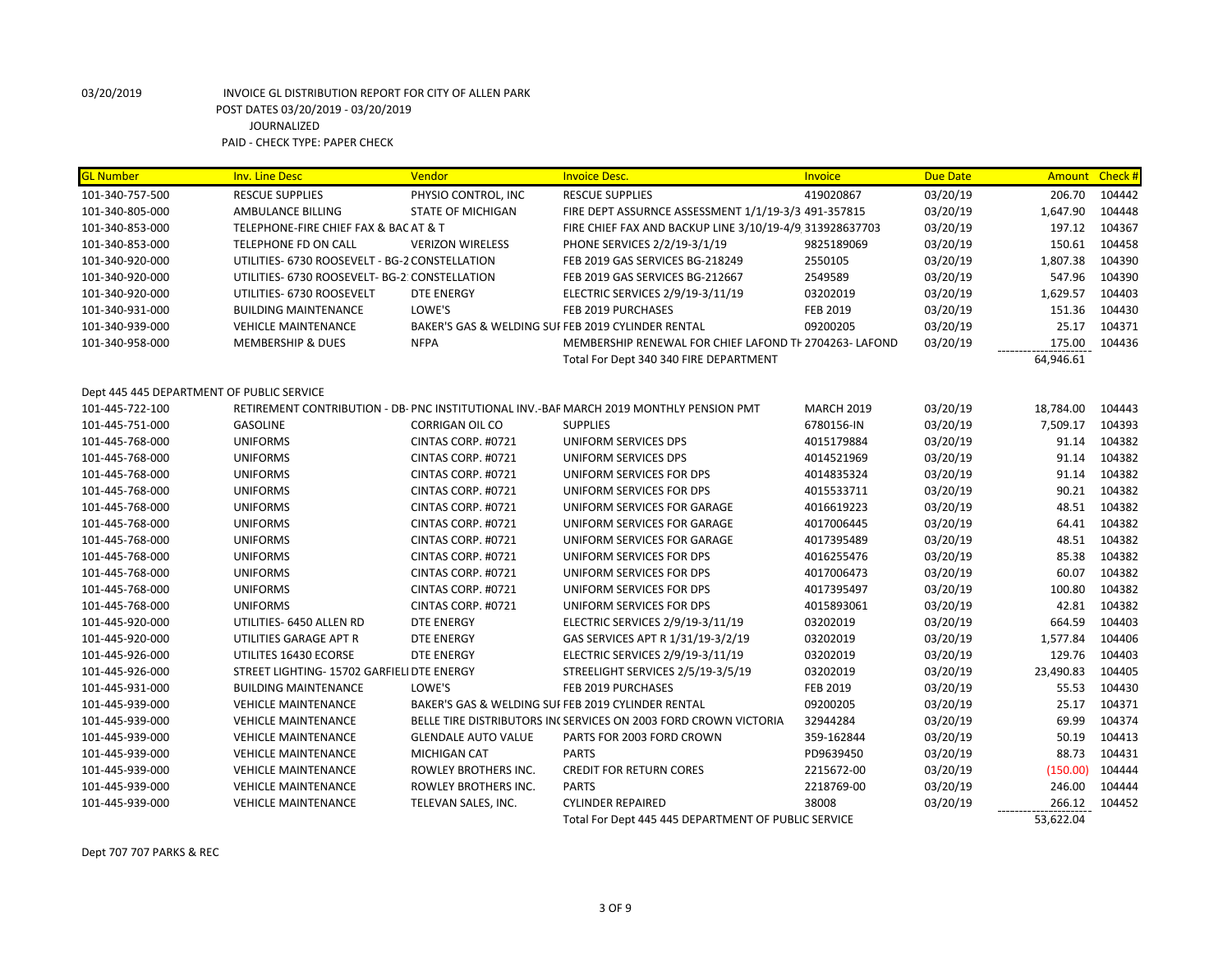03/20/2019 INVOICE GL DISTRIBUTION REPORT FOR CITY OF ALLEN PARK
POST DATES 03/20/2019 - 03/20/2019
JOURNALIZED
PAID - CHECK TYPE: PAPER CHECK

| GL Number | Inv. Line Desc | Vendor | Invoice Desc. | Invoice | Due Date | Amount | Check # |
|---|---|---|---|---|---|---|---|
| 101-340-757-500 | RESCUE SUPPLIES | PHYSIO CONTROL, INC | RESCUE SUPPLIES | 419020867 | 03/20/19 | 206.70 | 104442 |
| 101-340-805-000 | AMBULANCE BILLING | STATE OF MICHIGAN | FIRE DEPT ASSURNCE ASSESSMENT 1/1/19-3/3 | 491-357815 | 03/20/19 | 1,647.90 | 104448 |
| 101-340-853-000 | TELEPHONE-FIRE CHIEF FAX & BAC | AT & T | FIRE CHIEF FAX AND BACKUP LINE 3/10/19-4/9 | 313928637703 | 03/20/19 | 197.12 | 104367 |
| 101-340-853-000 | TELEPHONE FD ON CALL | VERIZON WIRELESS | PHONE SERVICES 2/2/19-3/1/19 | 9825189069 | 03/20/19 | 150.61 | 104458 |
| 101-340-920-000 | UTILITIES- 6730 ROOSEVELT - BG-2 | CONSTELLATION | FEB 2019 GAS SERVICES BG-218249 | 2550105 | 03/20/19 | 1,807.38 | 104390 |
| 101-340-920-000 | UTILITIES- 6730 ROOSEVELT- BG-2 | CONSTELLATION | FEB 2019 GAS SERVICES BG-212667 | 2549589 | 03/20/19 | 547.96 | 104390 |
| 101-340-920-000 | UTILITIES- 6730 ROOSEVELT | DTE ENERGY | ELECTRIC SERVICES 2/9/19-3/11/19 | 03202019 | 03/20/19 | 1,629.57 | 104403 |
| 101-340-931-000 | BUILDING MAINTENANCE | LOWE'S | FEB 2019 PURCHASES | FEB 2019 | 03/20/19 | 151.36 | 104430 |
| 101-340-939-000 | VEHICLE MAINTENANCE | BAKER'S GAS & WELDING SUI | FEB 2019 CYLINDER RENTAL | 09200205 | 03/20/19 | 25.17 | 104371 |
| 101-340-958-000 | MEMBERSHIP & DUES | NFPA | MEMBERSHIP RENEWAL FOR CHIEF LAFOND TH | 2704263- LAFOND | 03/20/19 | 175.00 | 104436 |
| | | | Total For Dept 340 340 FIRE DEPARTMENT | | | 64,946.61 | |

Dept 445 445 DEPARTMENT OF PUBLIC SERVICE

| GL Number | Inv. Line Desc | Vendor | Invoice Desc. | Invoice | Due Date | Amount | Check # |
|---|---|---|---|---|---|---|---|
| 101-445-722-100 | RETIREMENT CONTRIBUTION - DB- | PNC INSTITUTIONAL INV.-BAF | MARCH 2019 MONTHLY PENSION PMT | MARCH 2019 | 03/20/19 | 18,784.00 | 104443 |
| 101-445-751-000 | GASOLINE | CORRIGAN OIL CO | SUPPLIES | 6780156-IN | 03/20/19 | 7,509.17 | 104393 |
| 101-445-768-000 | UNIFORMS | CINTAS CORP. #0721 | UNIFORM SERVICES DPS | 4015179884 | 03/20/19 | 91.14 | 104382 |
| 101-445-768-000 | UNIFORMS | CINTAS CORP. #0721 | UNIFORM SERVICES DPS | 4014521969 | 03/20/19 | 91.14 | 104382 |
| 101-445-768-000 | UNIFORMS | CINTAS CORP. #0721 | UNIFORM SERVICES FOR DPS | 4014835324 | 03/20/19 | 91.14 | 104382 |
| 101-445-768-000 | UNIFORMS | CINTAS CORP. #0721 | UNIFORM SERVICES FOR DPS | 4015533711 | 03/20/19 | 90.21 | 104382 |
| 101-445-768-000 | UNIFORMS | CINTAS CORP. #0721 | UNIFORM SERVICES FOR GARAGE | 4016619223 | 03/20/19 | 48.51 | 104382 |
| 101-445-768-000 | UNIFORMS | CINTAS CORP. #0721 | UNIFORM SERVICES FOR GARAGE | 4017006445 | 03/20/19 | 64.41 | 104382 |
| 101-445-768-000 | UNIFORMS | CINTAS CORP. #0721 | UNIFORM SERVICES FOR GARAGE | 4017395489 | 03/20/19 | 48.51 | 104382 |
| 101-445-768-000 | UNIFORMS | CINTAS CORP. #0721 | UNIFORM SERVICES FOR DPS | 4016255476 | 03/20/19 | 85.38 | 104382 |
| 101-445-768-000 | UNIFORMS | CINTAS CORP. #0721 | UNIFORM SERVICES FOR DPS | 4017006473 | 03/20/19 | 60.07 | 104382 |
| 101-445-768-000 | UNIFORMS | CINTAS CORP. #0721 | UNIFORM SERVICES FOR DPS | 4017395497 | 03/20/19 | 100.80 | 104382 |
| 101-445-768-000 | UNIFORMS | CINTAS CORP. #0721 | UNIFORM SERVICES FOR DPS | 4015893061 | 03/20/19 | 42.81 | 104382 |
| 101-445-920-000 | UTILITIES- 6450 ALLEN RD | DTE ENERGY | ELECTRIC SERVICES 2/9/19-3/11/19 | 03202019 | 03/20/19 | 664.59 | 104403 |
| 101-445-920-000 | UTILITIES GARAGE APT R | DTE ENERGY | GAS SERVICES APT R 1/31/19-3/2/19 | 03202019 | 03/20/19 | 1,577.84 | 104406 |
| 101-445-926-000 | UTILITES 16430 ECORSE | DTE ENERGY | ELECTRIC SERVICES 2/9/19-3/11/19 | 03202019 | 03/20/19 | 129.76 | 104403 |
| 101-445-926-000 | STREET LIGHTING- 15702 GARFIELI | DTE ENERGY | STREELIGHT SERVICES 2/5/19-3/5/19 | 03202019 | 03/20/19 | 23,490.83 | 104405 |
| 101-445-931-000 | BUILDING MAINTENANCE | LOWE'S | FEB 2019 PURCHASES | FEB 2019 | 03/20/19 | 55.53 | 104430 |
| 101-445-939-000 | VEHICLE MAINTENANCE | BAKER'S GAS & WELDING SUI | FEB 2019 CYLINDER RENTAL | 09200205 | 03/20/19 | 25.17 | 104371 |
| 101-445-939-000 | VEHICLE MAINTENANCE | BELLE TIRE DISTRIBUTORS IN( | SERVICES ON 2003 FORD CROWN VICTORIA | 32944284 | 03/20/19 | 69.99 | 104374 |
| 101-445-939-000 | VEHICLE MAINTENANCE | GLENDALE AUTO VALUE | PARTS FOR 2003 FORD CROWN | 359-162844 | 03/20/19 | 50.19 | 104413 |
| 101-445-939-000 | VEHICLE MAINTENANCE | MICHIGAN CAT | PARTS | PD9639450 | 03/20/19 | 88.73 | 104431 |
| 101-445-939-000 | VEHICLE MAINTENANCE | ROWLEY BROTHERS INC. | CREDIT FOR RETURN CORES | 2215672-00 | 03/20/19 | (150.00) | 104444 |
| 101-445-939-000 | VEHICLE MAINTENANCE | ROWLEY BROTHERS INC. | PARTS | 2218769-00 | 03/20/19 | 246.00 | 104444 |
| 101-445-939-000 | VEHICLE MAINTENANCE | TELEVAN SALES, INC. | CYLINDER REPAIRED | 38008 | 03/20/19 | 266.12 | 104452 |
| | | | Total For Dept 445 445 DEPARTMENT OF PUBLIC SERVICE | | | 53,622.04 | |

Dept 707 707 PARKS & REC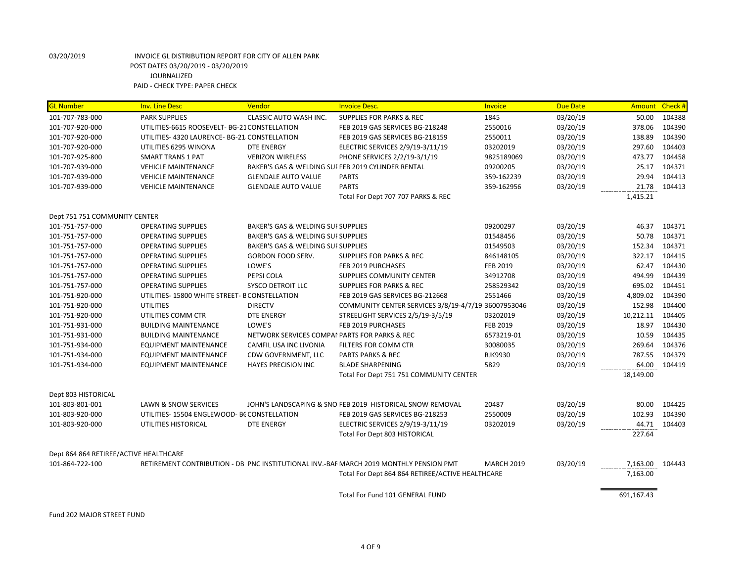03/20/2019 INVOICE GL DISTRIBUTION REPORT FOR CITY OF ALLEN PARK
POST DATES 03/20/2019 - 03/20/2019
JOURNALIZED
PAID - CHECK TYPE: PAPER CHECK

| GL Number | Inv. Line Desc | Vendor | Invoice Desc. | Invoice | Due Date | Amount | Check # |
|---|---|---|---|---|---|---|---|
| 101-707-783-000 | PARK SUPPLIES | CLASSIC AUTO WASH INC. | SUPPLIES FOR PARKS & REC | 1845 | 03/20/19 | 50.00 | 104388 |
| 101-707-920-000 | UTILITIES-6615 ROOSEVELT- BG-21 | CONSTELLATION | FEB 2019 GAS SERVICES BG-218248 | 2550016 | 03/20/19 | 378.06 | 104390 |
| 101-707-920-000 | UTILITIES- 4320 LAURENCE- BG-21 | CONSTELLATION | FEB 2019 GAS SERVICES BG-218159 | 2550011 | 03/20/19 | 138.89 | 104390 |
| 101-707-920-000 | UTILITIES 6295 WINONA | DTE ENERGY | ELECTRIC SERVICES 2/9/19-3/11/19 | 03202019 | 03/20/19 | 297.60 | 104403 |
| 101-707-925-800 | SMART TRANS 1 PAT | VERIZON WIRELESS | PHONE SERVICES 2/2/19-3/1/19 | 9825189069 | 03/20/19 | 473.77 | 104458 |
| 101-707-939-000 | VEHICLE MAINTENANCE | BAKER'S GAS & WELDING SUI | FEB 2019 CYLINDER RENTAL | 09200205 | 03/20/19 | 25.17 | 104371 |
| 101-707-939-000 | VEHICLE MAINTENANCE | GLENDALE AUTO VALUE | PARTS | 359-162239 | 03/20/19 | 29.94 | 104413 |
| 101-707-939-000 | VEHICLE MAINTENANCE | GLENDALE AUTO VALUE | PARTS | 359-162956 | 03/20/19 | 21.78 | 104413 |
| | | | Total For Dept 707 707 PARKS & REC | | | 1,415.21 | |
| Dept 751 751 COMMUNITY CENTER | | | | | | | |
| 101-751-757-000 | OPERATING SUPPLIES | BAKER'S GAS & WELDING SUI | SUPPLIES | 09200297 | 03/20/19 | 46.37 | 104371 |
| 101-751-757-000 | OPERATING SUPPLIES | BAKER'S GAS & WELDING SUI | SUPPLIES | 01548456 | 03/20/19 | 50.78 | 104371 |
| 101-751-757-000 | OPERATING SUPPLIES | BAKER'S GAS & WELDING SUI | SUPPLIES | 01549503 | 03/20/19 | 152.34 | 104371 |
| 101-751-757-000 | OPERATING SUPPLIES | GORDON FOOD SERV. | SUPPLIES FOR PARKS & REC | 846148105 | 03/20/19 | 322.17 | 104415 |
| 101-751-757-000 | OPERATING SUPPLIES | LOWE'S | FEB 2019 PURCHASES | FEB 2019 | 03/20/19 | 62.47 | 104430 |
| 101-751-757-000 | OPERATING SUPPLIES | PEPSI COLA | SUPPLIES COMMUNITY CENTER | 34912708 | 03/20/19 | 494.99 | 104439 |
| 101-751-757-000 | OPERATING SUPPLIES | SYSCO DETROIT LLC | SUPPLIES FOR PARKS & REC | 258529342 | 03/20/19 | 695.02 | 104451 |
| 101-751-920-000 | UTILITIES- 15800 WHITE STREET- E | CONSTELLATION | FEB 2019 GAS SERVICES BG-212668 | 2551466 | 03/20/19 | 4,809.02 | 104390 |
| 101-751-920-000 | UTILITIES | DIRECTV | COMMUNITY CENTER SERVICES 3/8/19-4/7/19 | 36007953046 | 03/20/19 | 152.98 | 104400 |
| 101-751-920-000 | UTILITIES COMM CTR | DTE ENERGY | STREELIGHT SERVICES 2/5/19-3/5/19 | 03202019 | 03/20/19 | 10,212.11 | 104405 |
| 101-751-931-000 | BUILDING MAINTENANCE | LOWE'S | FEB 2019 PURCHASES | FEB 2019 | 03/20/19 | 18.97 | 104430 |
| 101-751-931-000 | BUILDING MAINTENANCE | NETWORK SERVICES COMPAI | PARTS FOR PARKS & REC | 6573219-01 | 03/20/19 | 10.59 | 104435 |
| 101-751-934-000 | EQUIPMENT MAINTENANCE | CAMFIL USA INC LIVONIA | FILTERS FOR COMM CTR | 30080035 | 03/20/19 | 269.64 | 104376 |
| 101-751-934-000 | EQUIPMENT MAINTENANCE | CDW GOVERNMENT, LLC | PARTS PARKS & REC | RJK9930 | 03/20/19 | 787.55 | 104379 |
| 101-751-934-000 | EQUIPMENT MAINTENANCE | HAYES PRECISION INC | BLADE SHARPENING | 5829 | 03/20/19 | 64.00 | 104419 |
| | | | Total For Dept 751 751 COMMUNITY CENTER | | | 18,149.00 | |
| Dept 803 HISTORICAL | | | | | | | |
| 101-803-801-001 | LAWN & SNOW SERVICES | JOHN'S LANDSCAPING & SNO | FEB 2019 HISTORICAL SNOW REMOVAL | 20487 | 03/20/19 | 80.00 | 104425 |
| 101-803-920-000 | UTILITIES- 15504 ENGLEWOOD- BC | CONSTELLATION | FEB 2019 GAS SERVICES BG-218253 | 2550009 | 03/20/19 | 102.93 | 104390 |
| 101-803-920-000 | UTILITIES HISTORICAL | DTE ENERGY | ELECTRIC SERVICES 2/9/19-3/11/19 | 03202019 | 03/20/19 | 44.71 | 104403 |
| | | | Total For Dept 803 HISTORICAL | | | 227.64 | |
| Dept 864 864 RETIREE/ACTIVE HEALTHCARE | | | | | | | |
| 101-864-722-100 | RETIREMENT CONTRIBUTION - DB | PNC INSTITUTIONAL INV.-BAI | MARCH 2019 MONTHLY PENSION PMT | MARCH 2019 | 03/20/19 | 7,163.00 | 104443 |
| | | | Total For Dept 864 864 RETIREE/ACTIVE HEALTHCARE | | | 7,163.00 | |
| | | | Total For Fund 101 GENERAL FUND | | | 691,167.43 | |

Fund 202 MAJOR STREET FUND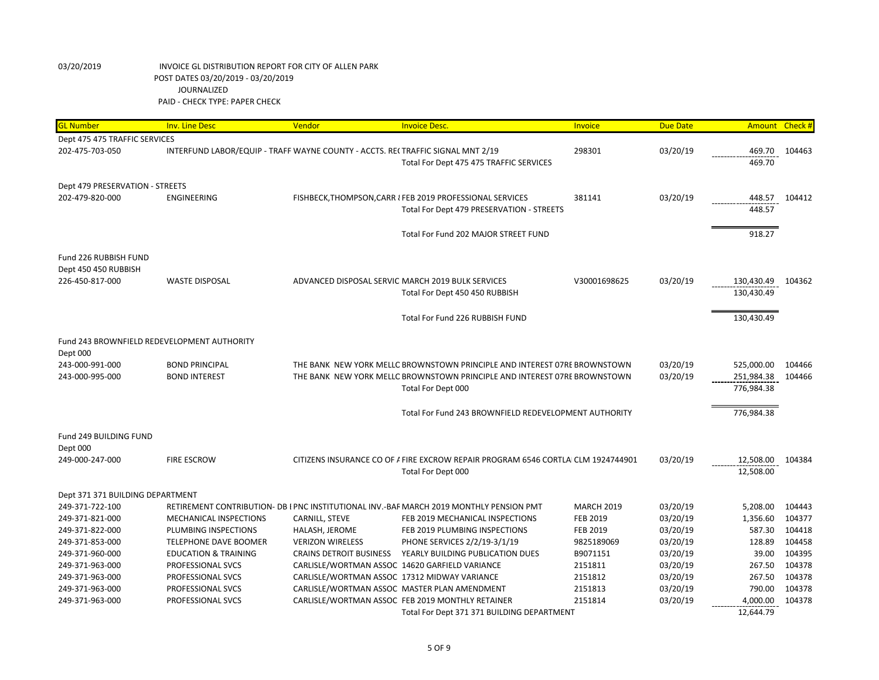03/20/2019 INVOICE GL DISTRIBUTION REPORT FOR CITY OF ALLEN PARK
POST DATES 03/20/2019 - 03/20/2019
JOURNALIZED
PAID - CHECK TYPE: PAPER CHECK

| GL Number | Inv. Line Desc | Vendor | Invoice Desc. | Invoice | Due Date | Amount | Check # |
|---|---|---|---|---|---|---|---|
| Dept 475 475 TRAFFIC SERVICES | | | | | | | |
| 202-475-703-050 | INTERFUND LABOR/EQUIP - TRAFF | WAYNE COUNTY - ACCTS. RE( | TRAFFIC SIGNAL MNT 2/19 | 298301 | 03/20/19 | 469.70 | 104463 |
| | | | Total For Dept 475 475 TRAFFIC SERVICES | | | 469.70 | |
| Dept 479 PRESERVATION - STREETS | | | | | | | |
| 202-479-820-000 | ENGINEERING | FISHBECK,THOMPSON,CARR { | FEB 2019 PROFESSIONAL SERVICES | 381141 | 03/20/19 | 448.57 | 104412 |
| | | | Total For Dept 479 PRESERVATION - STREETS | | | 448.57 | |
| | | | Total For Fund 202 MAJOR STREET FUND | | | 918.27 | |
| Fund 226 RUBBISH FUND | | | | | | | |
| Dept 450 450 RUBBISH | | | | | | | |
| 226-450-817-000 | WASTE DISPOSAL | ADVANCED DISPOSAL SERVIC | MARCH 2019 BULK SERVICES | V30001698625 | 03/20/19 | 130,430.49 | 104362 |
| | | | Total For Dept 450 450 RUBBISH | | | 130,430.49 | |
| | | | Total For Fund 226 RUBBISH FUND | | | 130,430.49 | |
| Fund 243 BROWNFIELD REDEVELOPMENT AUTHORITY | | | | | | | |
| Dept 000 | | | | | | | |
| 243-000-991-000 | BOND PRINCIPAL | THE BANK NEW YORK MELLC | BROWNSTOWN PRINCIPLE AND INTEREST 07RE | BROWNSTOWN | 03/20/19 | 525,000.00 | 104466 |
| 243-000-995-000 | BOND INTEREST | THE BANK NEW YORK MELLC | BROWNSTOWN PRINCIPLE AND INTEREST 07RE | BROWNSTOWN | 03/20/19 | 251,984.38 | 104466 |
| | | | Total For Dept 000 | | | 776,984.38 | |
| | | | Total For Fund 243 BROWNFIELD REDEVELOPMENT AUTHORITY | | | 776,984.38 | |
| Fund 249 BUILDING FUND | | | | | | | |
| Dept 000 | | | | | | | |
| 249-000-247-000 | FIRE ESCROW | CITIZENS INSURANCE CO OF / | FIRE EXCROW REPAIR PROGRAM 6546 CORTLA | CLM 1924744901 | 03/20/19 | 12,508.00 | 104384 |
| | | | Total For Dept 000 | | | 12,508.00 | |
| Dept 371 371 BUILDING DEPARTMENT | | | | | | | |
| 249-371-722-100 | RETIREMENT CONTRIBUTION- DB I | PNC INSTITUTIONAL INV.-BAI | MARCH 2019 MONTHLY PENSION PMT | MARCH 2019 | 03/20/19 | 5,208.00 | 104443 |
| 249-371-821-000 | MECHANICAL INSPECTIONS | CARNILL, STEVE | FEB 2019 MECHANICAL INSPECTIONS | FEB 2019 | 03/20/19 | 1,356.60 | 104377 |
| 249-371-822-000 | PLUMBING INSPECTIONS | HALASH, JEROME | FEB 2019 PLUMBING INSPECTIONS | FEB 2019 | 03/20/19 | 587.30 | 104418 |
| 249-371-853-000 | TELEPHONE DAVE BOOMER | VERIZON WIRELESS | PHONE SERVICES 2/2/19-3/1/19 | 9825189069 | 03/20/19 | 128.89 | 104458 |
| 249-371-960-000 | EDUCATION & TRAINING | CRAINS DETROIT BUSINESS | YEARLY BUILDING PUBLICATION DUES | B9071151 | 03/20/19 | 39.00 | 104395 |
| 249-371-963-000 | PROFESSIONAL SVCS | CARLISLE/WORTMAN ASSOC | 14620 GARFIELD VARIANCE | 2151811 | 03/20/19 | 267.50 | 104378 |
| 249-371-963-000 | PROFESSIONAL SVCS | CARLISLE/WORTMAN ASSOC | 17312 MIDWAY VARIANCE | 2151812 | 03/20/19 | 267.50 | 104378 |
| 249-371-963-000 | PROFESSIONAL SVCS | CARLISLE/WORTMAN ASSOC | MASTER PLAN AMENDMENT | 2151813 | 03/20/19 | 790.00 | 104378 |
| 249-371-963-000 | PROFESSIONAL SVCS | CARLISLE/WORTMAN ASSOC | FEB 2019 MONTHLY RETAINER | 2151814 | 03/20/19 | 4,000.00 | 104378 |
| | | | Total For Dept 371 371 BUILDING DEPARTMENT | | | 12,644.79 | |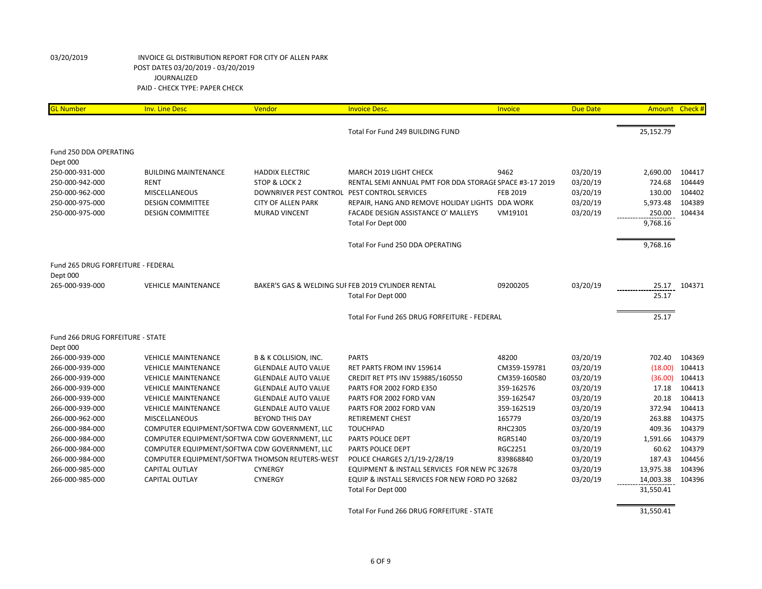03/20/2019 INVOICE GL DISTRIBUTION REPORT FOR CITY OF ALLEN PARK
POST DATES 03/20/2019 - 03/20/2019
JOURNALIZED
PAID - CHECK TYPE: PAPER CHECK

| GL Number | Inv. Line Desc | Vendor | Invoice Desc. | Invoice | Due Date | Amount | Check # |
|---|---|---|---|---|---|---|---|
| | | | Total For Fund 249 BUILDING FUND | | | 25,152.79 | |
| Fund 250 DDA OPERATING | | | | | | | |
| Dept 000 | | | | | | | |
| 250-000-931-000 | BUILDING MAINTENANCE | HADDIX ELECTRIC | MARCH 2019 LIGHT CHECK | 9462 | 03/20/19 | 2,690.00 | 104417 |
| 250-000-942-000 | RENT | STOP & LOCK 2 | RENTAL SEMI ANNUAL PMT FOR DDA STORAGE SPACE #3-17 2019 | | 03/20/19 | 724.68 | 104449 |
| 250-000-962-000 | MISCELLANEOUS | DOWNRIVER PEST CONTROL | PEST CONTROL SERVICES | FEB 2019 | 03/20/19 | 130.00 | 104402 |
| 250-000-975-000 | DESIGN COMMITTEE | CITY OF ALLEN PARK | REPAIR, HANG AND REMOVE HOLIDAY LIGHTS | DDA WORK | 03/20/19 | 5,973.48 | 104389 |
| 250-000-975-000 | DESIGN COMMITTEE | MURAD VINCENT | FACADE DESIGN ASSISTANCE O' MALLEYS | VM19101 | 03/20/19 | 250.00 | 104434 |
| | | | Total For Dept 000 | | | 9,768.16 | |
| | | | Total For Fund 250 DDA OPERATING | | | 9,768.16 | |
| Fund 265 DRUG FORFEITURE - FEDERAL | | | | | | | |
| Dept 000 | | | | | | | |
| 265-000-939-000 | VEHICLE MAINTENANCE | BAKER'S GAS & WELDING SUI | FEB 2019 CYLINDER RENTAL | 09200205 | 03/20/19 | 25.17 | 104371 |
| | | | Total For Dept 000 | | | 25.17 | |
| | | | Total For Fund 265 DRUG FORFEITURE - FEDERAL | | | 25.17 | |
| Fund 266 DRUG FORFEITURE - STATE | | | | | | | |
| Dept 000 | | | | | | | |
| 266-000-939-000 | VEHICLE MAINTENANCE | B & K COLLISION, INC. | PARTS | 48200 | 03/20/19 | 702.40 | 104369 |
| 266-000-939-000 | VEHICLE MAINTENANCE | GLENDALE AUTO VALUE | RET PARTS FROM INV 159614 | CM359-159781 | 03/20/19 | (18.00) | 104413 |
| 266-000-939-000 | VEHICLE MAINTENANCE | GLENDALE AUTO VALUE | CREDIT RET PTS INV 159885/160550 | CM359-160580 | 03/20/19 | (36.00) | 104413 |
| 266-000-939-000 | VEHICLE MAINTENANCE | GLENDALE AUTO VALUE | PARTS FOR 2002 FORD E350 | 359-162576 | 03/20/19 | 17.18 | 104413 |
| 266-000-939-000 | VEHICLE MAINTENANCE | GLENDALE AUTO VALUE | PARTS FOR 2002 FORD VAN | 359-162547 | 03/20/19 | 20.18 | 104413 |
| 266-000-939-000 | VEHICLE MAINTENANCE | GLENDALE AUTO VALUE | PARTS FOR 2002 FORD VAN | 359-162519 | 03/20/19 | 372.94 | 104413 |
| 266-000-962-000 | MISCELLANEOUS | BEYOND THIS DAY | RETIREMENT CHEST | 165779 | 03/20/19 | 263.88 | 104375 |
| 266-000-984-000 | COMPUTER EQUIPMENT/SOFTWA | CDW GOVERNMENT, LLC | TOUCHPAD | RHC2305 | 03/20/19 | 409.36 | 104379 |
| 266-000-984-000 | COMPUTER EQUIPMENT/SOFTWA | CDW GOVERNMENT, LLC | PARTS POLICE DEPT | RGR5140 | 03/20/19 | 1,591.66 | 104379 |
| 266-000-984-000 | COMPUTER EQUIPMENT/SOFTWA | CDW GOVERNMENT, LLC | PARTS POLICE DEPT | RGC2251 | 03/20/19 | 60.62 | 104379 |
| 266-000-984-000 | COMPUTER EQUIPMENT/SOFTWA | THOMSON REUTERS-WEST | POLICE CHARGES 2/1/19-2/28/19 | 839868840 | 03/20/19 | 187.43 | 104456 |
| 266-000-985-000 | CAPITAL OUTLAY | CYNERGY | EQUIPMENT & INSTALL SERVICES FOR NEW PC | 32678 | 03/20/19 | 13,975.38 | 104396 |
| 266-000-985-000 | CAPITAL OUTLAY | CYNERGY | EQUIP & INSTALL SERVICES FOR NEW FORD PO | 32682 | 03/20/19 | 14,003.38 | 104396 |
| | | | Total For Dept 000 | | | 31,550.41 | |
| | | | Total For Fund 266 DRUG FORFEITURE - STATE | | | 31,550.41 | |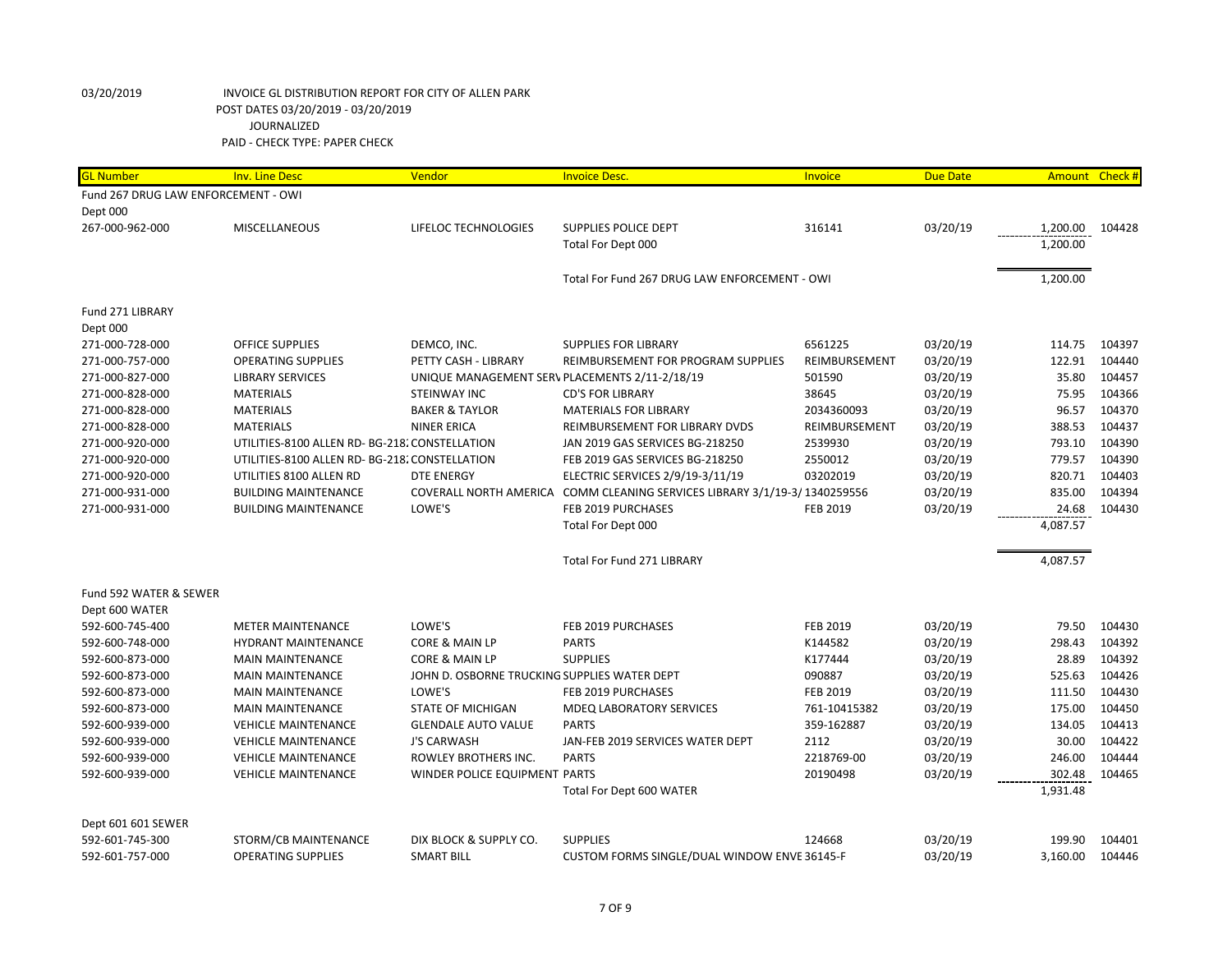03/20/2019 INVOICE GL DISTRIBUTION REPORT FOR CITY OF ALLEN PARK
POST DATES 03/20/2019 - 03/20/2019
JOURNALIZED
PAID - CHECK TYPE: PAPER CHECK

| GL Number | Inv. Line Desc | Vendor | Invoice Desc. | Invoice | Due Date | Amount | Check # |
|---|---|---|---|---|---|---|---|
| Fund 267 DRUG LAW ENFORCEMENT - OWI | | | | | | | |
| Dept 000 | | | | | | | |
| 267-000-962-000 | MISCELLANEOUS | LIFELOC TECHNOLOGIES | SUPPLIES POLICE DEPT | 316141 | 03/20/19 | 1,200.00 | 104428 |
| | | | Total For Dept 000 | | | 1,200.00 | |
| | | | Total For Fund 267 DRUG LAW ENFORCEMENT - OWI | | | 1,200.00 | |
| Fund 271 LIBRARY | | | | | | | |
| Dept 000 | | | | | | | |
| 271-000-728-000 | OFFICE SUPPLIES | DEMCO, INC. | SUPPLIES FOR LIBRARY | 6561225 | 03/20/19 | 114.75 | 104397 |
| 271-000-757-000 | OPERATING SUPPLIES | PETTY CASH - LIBRARY | REIMBURSEMENT FOR PROGRAM SUPPLIES | REIMBURSEMENT | 03/20/19 | 122.91 | 104440 |
| 271-000-827-000 | LIBRARY SERVICES | UNIQUE MANAGEMENT SERV | PLACEMENTS 2/11-2/18/19 | 501590 | 03/20/19 | 35.80 | 104457 |
| 271-000-828-000 | MATERIALS | STEINWAY INC | CD'S FOR LIBRARY | 38645 | 03/20/19 | 75.95 | 104366 |
| 271-000-828-000 | MATERIALS | BAKER & TAYLOR | MATERIALS FOR LIBRARY | 2034360093 | 03/20/19 | 96.57 | 104370 |
| 271-000-828-000 | MATERIALS | NINER ERICA | REIMBURSEMENT FOR LIBRARY DVDS | REIMBURSEMENT | 03/20/19 | 388.53 | 104437 |
| 271-000-920-000 | UTILITIES-8100 ALLEN RD- BG-218 | CONSTELLATION | JAN 2019 GAS SERVICES BG-218250 | 2539930 | 03/20/19 | 793.10 | 104390 |
| 271-000-920-000 | UTILITIES-8100 ALLEN RD- BG-218 | CONSTELLATION | FEB 2019 GAS SERVICES BG-218250 | 2550012 | 03/20/19 | 779.57 | 104390 |
| 271-000-920-000 | UTILITIES 8100 ALLEN RD | DTE ENERGY | ELECTRIC SERVICES 2/9/19-3/11/19 | 03202019 | 03/20/19 | 820.71 | 104403 |
| 271-000-931-000 | BUILDING MAINTENANCE | COVERALL NORTH AMERICA | COMM CLEANING SERVICES LIBRARY 3/1/19-3/ | 1340259556 | 03/20/19 | 835.00 | 104394 |
| 271-000-931-000 | BUILDING MAINTENANCE | LOWE'S | FEB 2019 PURCHASES | FEB 2019 | 03/20/19 | 24.68 | 104430 |
| | | | Total For Dept 000 | | | 4,087.57 | |
| | | | Total For Fund 271 LIBRARY | | | 4,087.57 | |
| Fund 592 WATER & SEWER | | | | | | | |
| Dept 600 WATER | | | | | | | |
| 592-600-745-400 | METER MAINTENANCE | LOWE'S | FEB 2019 PURCHASES | FEB 2019 | 03/20/19 | 79.50 | 104430 |
| 592-600-748-000 | HYDRANT MAINTENANCE | CORE & MAIN LP | PARTS | K144582 | 03/20/19 | 298.43 | 104392 |
| 592-600-873-000 | MAIN MAINTENANCE | CORE & MAIN LP | SUPPLIES | K177444 | 03/20/19 | 28.89 | 104392 |
| 592-600-873-000 | MAIN MAINTENANCE | JOHN D. OSBORNE TRUCKING | SUPPLIES WATER DEPT | 090887 | 03/20/19 | 525.63 | 104426 |
| 592-600-873-000 | MAIN MAINTENANCE | LOWE'S | FEB 2019 PURCHASES | FEB 2019 | 03/20/19 | 111.50 | 104430 |
| 592-600-873-000 | MAIN MAINTENANCE | STATE OF MICHIGAN | MDEQ LABORATORY SERVICES | 761-10415382 | 03/20/19 | 175.00 | 104450 |
| 592-600-939-000 | VEHICLE MAINTENANCE | GLENDALE AUTO VALUE | PARTS | 359-162887 | 03/20/19 | 134.05 | 104413 |
| 592-600-939-000 | VEHICLE MAINTENANCE | J'S CARWASH | JAN-FEB 2019 SERVICES WATER DEPT | 2112 | 03/20/19 | 30.00 | 104422 |
| 592-600-939-000 | VEHICLE MAINTENANCE | ROWLEY BROTHERS INC. | PARTS | 2218769-00 | 03/20/19 | 246.00 | 104444 |
| 592-600-939-000 | VEHICLE MAINTENANCE | WINDER POLICE EQUIPMENT | PARTS | 20190498 | 03/20/19 | 302.48 | 104465 |
| | | | Total For Dept 600 WATER | | | 1,931.48 | |
| Dept 601 601 SEWER | | | | | | | |
| 592-601-745-300 | STORM/CB MAINTENANCE | DIX BLOCK & SUPPLY CO. | SUPPLIES | 124668 | 03/20/19 | 199.90 | 104401 |
| 592-601-757-000 | OPERATING SUPPLIES | SMART BILL | CUSTOM FORMS SINGLE/DUAL WINDOW ENVE | 36145-F | 03/20/19 | 3,160.00 | 104446 |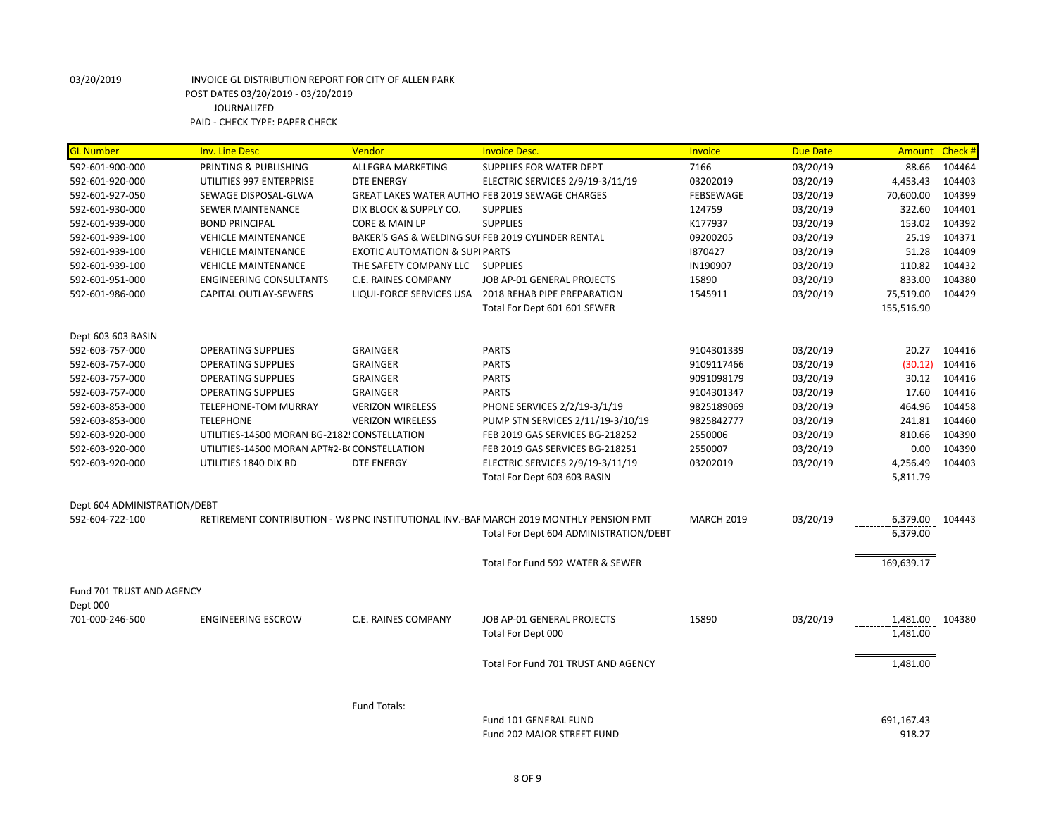03/20/2019 INVOICE GL DISTRIBUTION REPORT FOR CITY OF ALLEN PARK
POST DATES 03/20/2019 - 03/20/2019
JOURNALIZED
PAID - CHECK TYPE: PAPER CHECK

| GL Number | Inv. Line Desc | Vendor | Invoice Desc. | Invoice | Due Date | Amount | Check # |
|---|---|---|---|---|---|---|---|
| 592-601-900-000 | PRINTING & PUBLISHING | ALLEGRA MARKETING | SUPPLIES FOR WATER DEPT | 7166 | 03/20/19 | 88.66 | 104464 |
| 592-601-920-000 | UTILITIES 997 ENTERPRISE | DTE ENERGY | ELECTRIC SERVICES 2/9/19-3/11/19 | 03202019 | 03/20/19 | 4,453.43 | 104403 |
| 592-601-927-050 | SEWAGE DISPOSAL-GLWA | GREAT LAKES WATER AUTHO | FEB 2019 SEWAGE CHARGES | FEBSEWAGE | 03/20/19 | 70,600.00 | 104399 |
| 592-601-930-000 | SEWER MAINTENANCE | DIX BLOCK & SUPPLY CO. | SUPPLIES | 124759 | 03/20/19 | 322.60 | 104401 |
| 592-601-939-000 | BOND PRINCIPAL | CORE & MAIN LP | SUPPLIES | K177937 | 03/20/19 | 153.02 | 104392 |
| 592-601-939-100 | VEHICLE MAINTENANCE | BAKER'S GAS & WELDING SUI | FEB 2019 CYLINDER RENTAL | 09200205 | 03/20/19 | 25.19 | 104371 |
| 592-601-939-100 | VEHICLE MAINTENANCE | EXOTIC AUTOMATION & SUPI | PARTS | I870427 | 03/20/19 | 51.28 | 104409 |
| 592-601-939-100 | VEHICLE MAINTENANCE | THE SAFETY COMPANY LLC | SUPPLIES | IN190907 | 03/20/19 | 110.82 | 104432 |
| 592-601-951-000 | ENGINEERING CONSULTANTS | C.E. RAINES COMPANY | JOB AP-01 GENERAL PROJECTS | 15890 | 03/20/19 | 833.00 | 104380 |
| 592-601-986-000 | CAPITAL OUTLAY-SEWERS | LIQUI-FORCE SERVICES USA | 2018 REHAB PIPE PREPARATION | 1545911 | 03/20/19 | 75,519.00 | 104429 |
| | | | Total For Dept 601 601 SEWER | | | 155,516.90 | |
| Dept 603 603 BASIN | | | | | | | |
| 592-603-757-000 | OPERATING SUPPLIES | GRAINGER | PARTS | 9104301339 | 03/20/19 | 20.27 | 104416 |
| 592-603-757-000 | OPERATING SUPPLIES | GRAINGER | PARTS | 9109117466 | 03/20/19 | (30.12) | 104416 |
| 592-603-757-000 | OPERATING SUPPLIES | GRAINGER | PARTS | 9091098179 | 03/20/19 | 30.12 | 104416 |
| 592-603-757-000 | OPERATING SUPPLIES | GRAINGER | PARTS | 9104301347 | 03/20/19 | 17.60 | 104416 |
| 592-603-853-000 | TELEPHONE-TOM MURRAY | VERIZON WIRELESS | PHONE SERVICES 2/2/19-3/1/19 | 9825189069 | 03/20/19 | 464.96 | 104458 |
| 592-603-853-000 | TELEPHONE | VERIZON WIRELESS | PUMP STN SERVICES 2/11/19-3/10/19 | 9825842777 | 03/20/19 | 241.81 | 104460 |
| 592-603-920-000 | UTILITIES-14500 MORAN BG-2182! | CONSTELLATION | FEB 2019 GAS SERVICES BG-218252 | 2550006 | 03/20/19 | 810.66 | 104390 |
| 592-603-920-000 | UTILITIES-14500 MORAN APT#2-B( | CONSTELLATION | FEB 2019 GAS SERVICES BG-218251 | 2550007 | 03/20/19 | 0.00 | 104390 |
| 592-603-920-000 | UTILITIES 1840 DIX RD | DTE ENERGY | ELECTRIC SERVICES 2/9/19-3/11/19 | 03202019 | 03/20/19 | 4,256.49 | 104403 |
| | | | Total For Dept 603 603 BASIN | | | 5,811.79 | |
| Dept 604 ADMINISTRATION/DEBT | | | | | | | |
| 592-604-722-100 | RETIREMENT CONTRIBUTION - W8 | PNC INSTITUTIONAL INV.-BAI | MARCH 2019 MONTHLY PENSION PMT | MARCH 2019 | 03/20/19 | 6,379.00 | 104443 |
| | | | Total For Dept 604 ADMINISTRATION/DEBT | | | 6,379.00 | |
| | | | Total For Fund 592 WATER & SEWER | | | 169,639.17 | |
| Fund 701 TRUST AND AGENCY | | | | | | | |
| Dept 000 | | | | | | | |
| 701-000-246-500 | ENGINEERING ESCROW | C.E. RAINES COMPANY | JOB AP-01 GENERAL PROJECTS | 15890 | 03/20/19 | 1,481.00 | 104380 |
| | | | Total For Dept 000 | | | 1,481.00 | |
| | | | Total For Fund 701 TRUST AND AGENCY | | | 1,481.00 | |
| | | Fund Totals: | | | | | |
| | | | Fund 101 GENERAL FUND | | | 691,167.43 | |
| | | | Fund 202 MAJOR STREET FUND | | | 918.27 | |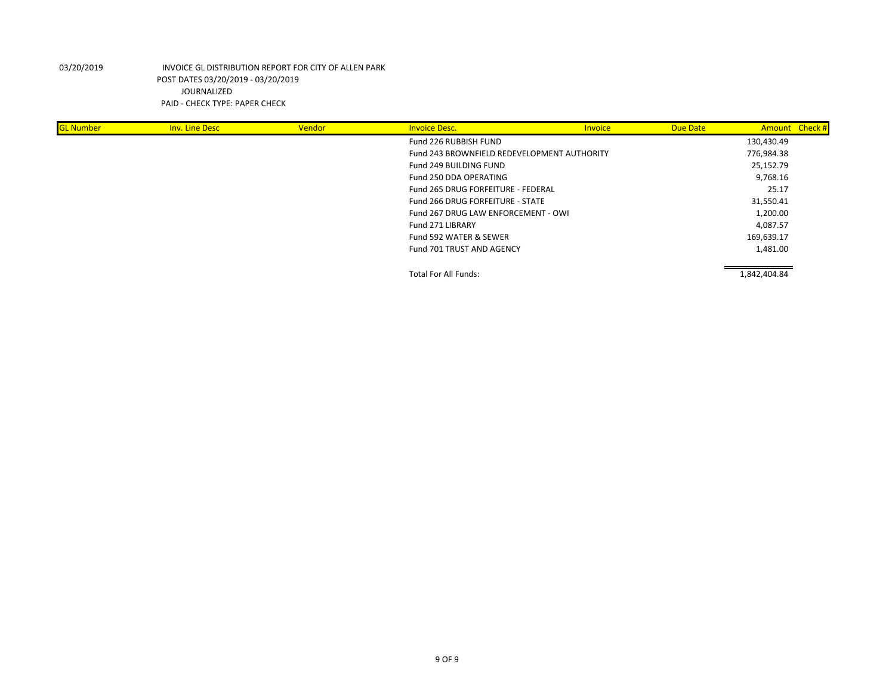03/20/2019 INVOICE GL DISTRIBUTION REPORT FOR CITY OF ALLEN PARK

POST DATES 03/20/2019 - 03/20/2019

JOURNALIZED

PAID - CHECK TYPE: PAPER CHECK

| GL Number | Inv. Line Desc | Vendor | Invoice Desc. | Invoice | Due Date | Amount | Check # |
|---|---|---|---|---|---|---|---|
| | | | Fund 226 RUBBISH FUND | | | 130,430.49 | |
| | | | Fund 243 BROWNFIELD REDEVELOPMENT AUTHORITY | | | 776,984.38 | |
| | | | Fund 249 BUILDING FUND | | | 25,152.79 | |
| | | | Fund 250 DDA OPERATING | | | 9,768.16 | |
| | | | Fund 265 DRUG FORFEITURE - FEDERAL | | | 25.17 | |
| | | | Fund 266 DRUG FORFEITURE - STATE | | | 31,550.41 | |
| | | | Fund 267 DRUG LAW ENFORCEMENT - OWI | | | 1,200.00 | |
| | | | Fund 271 LIBRARY | | | 4,087.57 | |
| | | | Fund 592 WATER & SEWER | | | 169,639.17 | |
| | | | Fund 701 TRUST AND AGENCY | | | 1,481.00 | |
| | | | Total For All Funds: | | | 1,842,404.84 | |